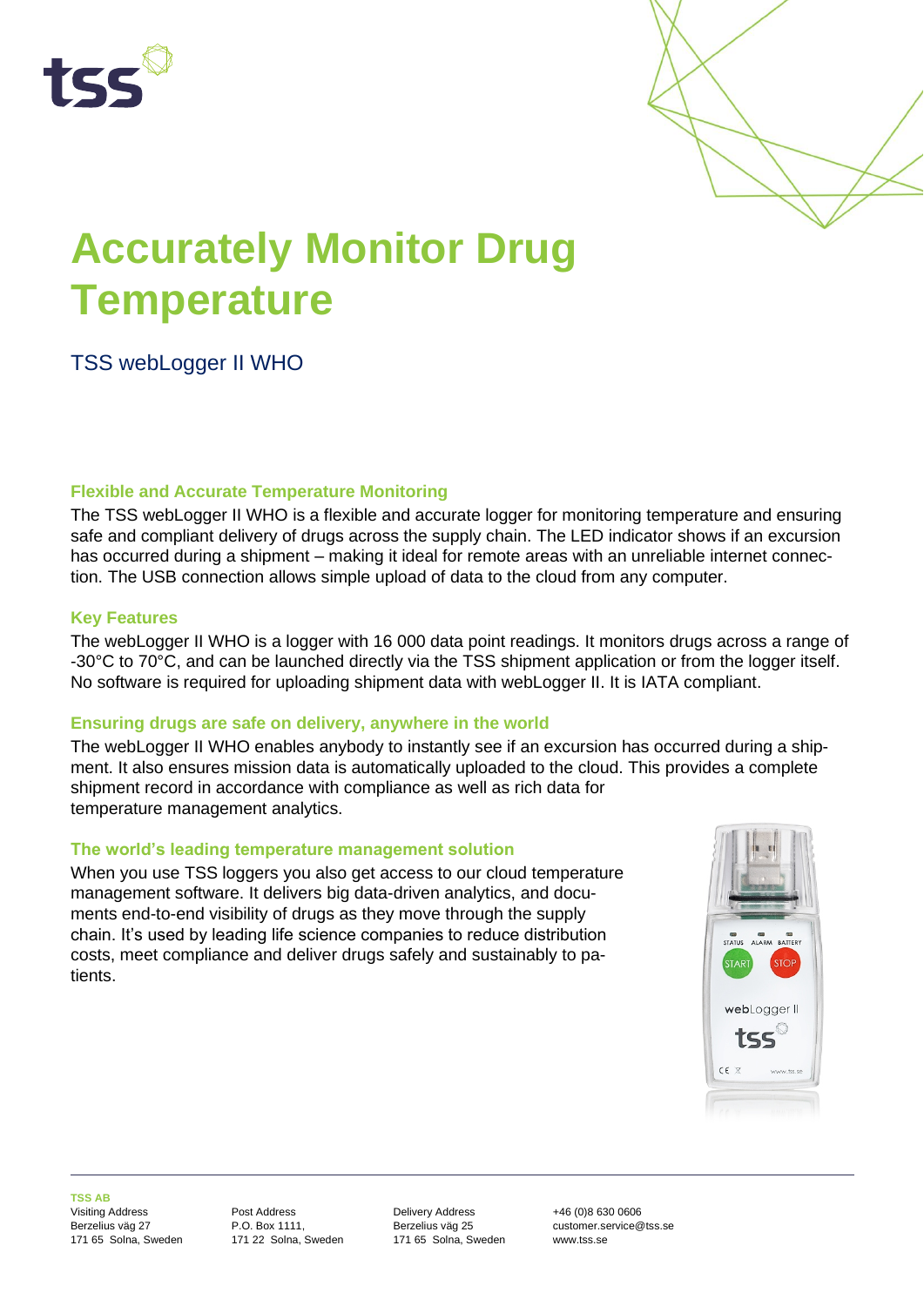# Accurately Monitor Drug Temperature

TSS webLogger II WHO

### Flexible and Accurate Temperature Monitoring

The TSS webLogger II WHO is a flexible and accurate logger for monitoring temperature and ensuring safe and compliant delivery of drugs across the supply chain. The LED indicator shows if an excursion has occurred during a shipment – making it ideal for remote areas with an unreliable internet connection. The USB connection allows simple upload of data to the cloud from any computer.

### Key Features

The webLogger II WHO is a logger with 16 000 data point readings. It monitors drugs across a range of -30°C to 70°C, and can be launched directly via the TSS shipment application or from the logger itself. No software is required for uploading shipment data with webLogger II. It is IATA compliant.

### Ensuring drugs are safe on delivery, anywhere in the world

The webLogger II WHO enables anybody to instantly see if an excursion has occurred during a shipment. It also ensures mission data is automatically uploaded to the cloud. This provides a complete shipment record in accordance with compliance as well as rich data for temperature management analytics.

### The world's leading temperature management solution

When you use TSS loggers you also get access to our cloud temperature management software. It delivers big data-driven analytics, and documents end-to-end visibility of drugs as they move through the supply chain. It's used by leading life science companies to reduce distribution costs, meet compliance and deliver drugs safely and sustainably to patients.

**TSS AB**

Visiting Address
Berzelius väg 27
171 65 Solna, Sweden

Post Address
P.O. Box 1111,
171 22 Solna, Sweden

Delivery Address
Berzelius väg 25
171 65 Solna, Sweden

+46 (0)8 630 0606
customer.service@tss.se
www.tss.se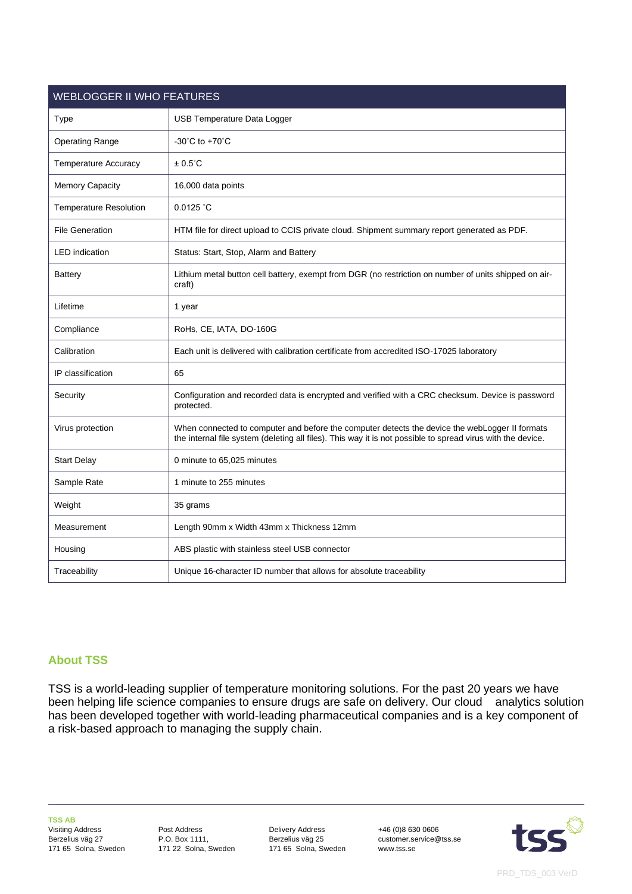| WEBLOGGER II WHO FEATURES | |
|---|---|
| Type | USB Temperature Data Logger |
| Operating Range | -30˚C to +70˚C |
| Temperature Accuracy | ± 0.5˚C |
| Memory Capacity | 16,000 data points |
| Temperature Resolution | 0.0125 ˚C |
| File Generation | HTM file for direct upload to CCIS private cloud. Shipment summary report generated as PDF. |
| LED indication | Status: Start, Stop, Alarm and Battery |
| Battery | Lithium metal button cell battery, exempt from DGR (no restriction on number of units shipped on air-craft) |
| Lifetime | 1 year |
| Compliance | RoHs, CE, IATA, DO-160G |
| Calibration | Each unit is delivered with calibration certificate from accredited ISO-17025 laboratory |
| IP classification | 65 |
| Security | Configuration and recorded data is encrypted and verified with a CRC checksum. Device is password protected. |
| Virus protection | When connected to computer and before the computer detects the device the webLogger II formats the internal file system (deleting all files). This way it is not possible to spread virus with the device. |
| Start Delay | 0 minute to 65,025 minutes |
| Sample Rate | 1 minute to 255 minutes |
| Weight | 35 grams |
| Measurement | Length 90mm x Width 43mm x Thickness 12mm |
| Housing | ABS plastic with stainless steel USB connector |
| Traceability | Unique 16-character ID number that allows for absolute traceability |

## About TSS

TSS is a world-leading supplier of temperature monitoring solutions. For the past 20 years we have been helping life science companies to ensure drugs are safe on delivery. Our cloud analytics solution has been developed together with world-leading pharmaceutical companies and is a key component of a risk-based approach to managing the supply chain.

**TSS AB**
Visiting Address
Berzelius väg 27
171 65 Solna, Sweden

Post Address
P.O. Box 1111,
171 22 Solna, Sweden

Delivery Address
Berzelius väg 25
171 65 Solna, Sweden

+46 (0)8 630 0606
customer.service@tss.se
www.tss.se

PRD_TDS_003 VerD